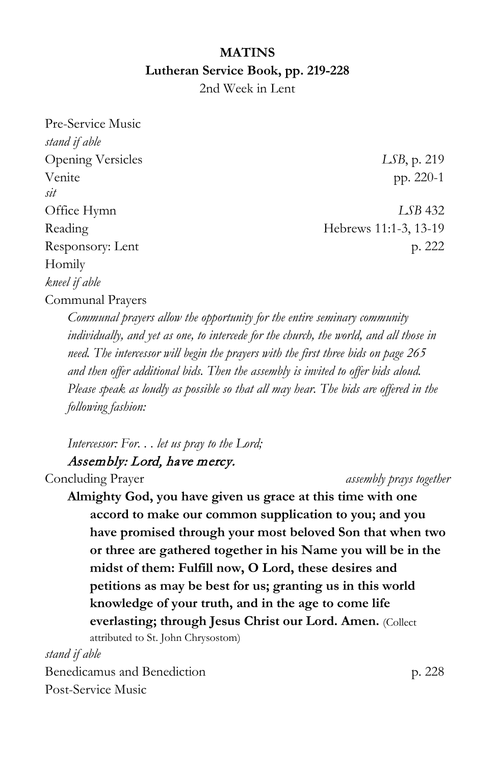# MATINS

## Lutheran Service Book, pp. 219-228

2nd Week in Lent

Pre-Service Music

*stand if able*

Opening Versicles — *LSB*, p. 219

Venite — pp. 220-1

*sit*

Office Hymn — *LSB* 432

Reading — Hebrews 11:1-3, 13-19

Responsory: Lent — p. 222

Homily

*kneel if able*

Communal Prayers

> *Communal prayers allow the opportunity for the entire seminary community individually, and yet as one, to intercede for the church, the world, and all those in need. The intercessor will begin the prayers with the first three bids on page 265 and then offer additional bids. Then the assembly is invited to offer bids aloud. Please speak as loudly as possible so that all may hear. The bids are offered in the following fashion:*
>
> *Intercessor: For. . . let us pray to the Lord;*
>
> ***Assembly: Lord, have mercy.***

Concluding Prayer — *assembly prays together*

> **Almighty God, you have given us grace at this time with one accord to make our common supplication to you; and you have promised through your most beloved Son that when two or three are gathered together in his Name you will be in the midst of them: Fulfill now, O Lord, these desires and petitions as may be best for us; granting us in this world knowledge of your truth, and in the age to come life everlasting; through Jesus Christ our Lord. Amen.** (Collect attributed to St. John Chrysostom)

*stand if able*

Benedicamus and Benediction — p. 228

Post-Service Music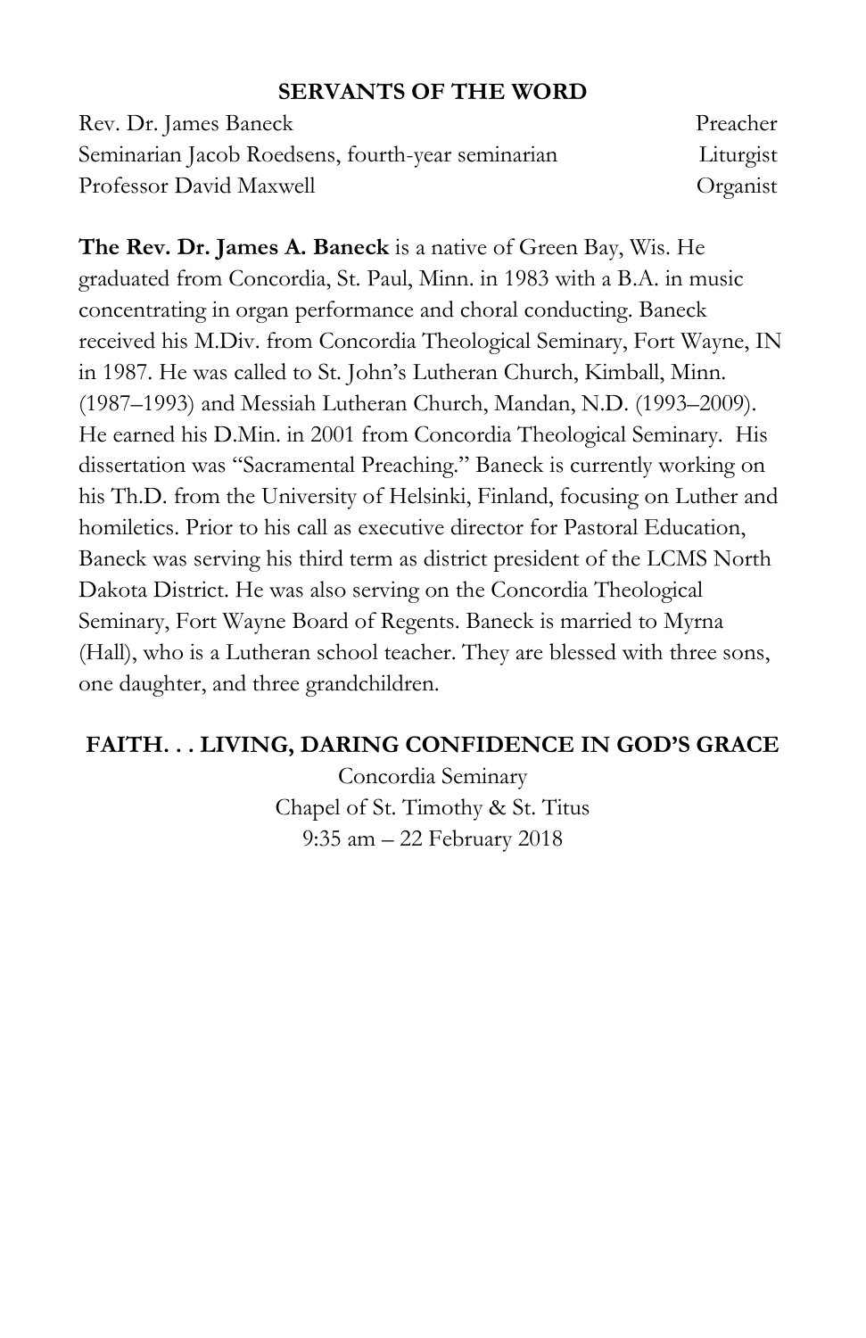**SERVANTS OF THE WORD**

| | |
|---|---|
| Rev. Dr. James Baneck | Preacher |
| Seminarian Jacob Roedsens, fourth-year seminarian | Liturgist |
| Professor David Maxwell | Organist |

**The Rev. Dr. James A. Baneck** is a native of Green Bay, Wis. He graduated from Concordia, St. Paul, Minn. in 1983 with a B.A. in music concentrating in organ performance and choral conducting. Baneck received his M.Div. from Concordia Theological Seminary, Fort Wayne, IN in 1987. He was called to St. John's Lutheran Church, Kimball, Minn. (1987–1993) and Messiah Lutheran Church, Mandan, N.D. (1993–2009). He earned his D.Min. in 2001 from Concordia Theological Seminary. His dissertation was "Sacramental Preaching." Baneck is currently working on his Th.D. from the University of Helsinki, Finland, focusing on Luther and homiletics. Prior to his call as executive director for Pastoral Education, Baneck was serving his third term as district president of the LCMS North Dakota District. He was also serving on the Concordia Theological Seminary, Fort Wayne Board of Regents. Baneck is married to Myrna (Hall), who is a Lutheran school teacher. They are blessed with three sons, one daughter, and three grandchildren.

**FAITH. . . LIVING, DARING CONFIDENCE IN GOD'S GRACE**

Concordia Seminary

Chapel of St. Timothy & St. Titus

9:35 am – 22 February 2018